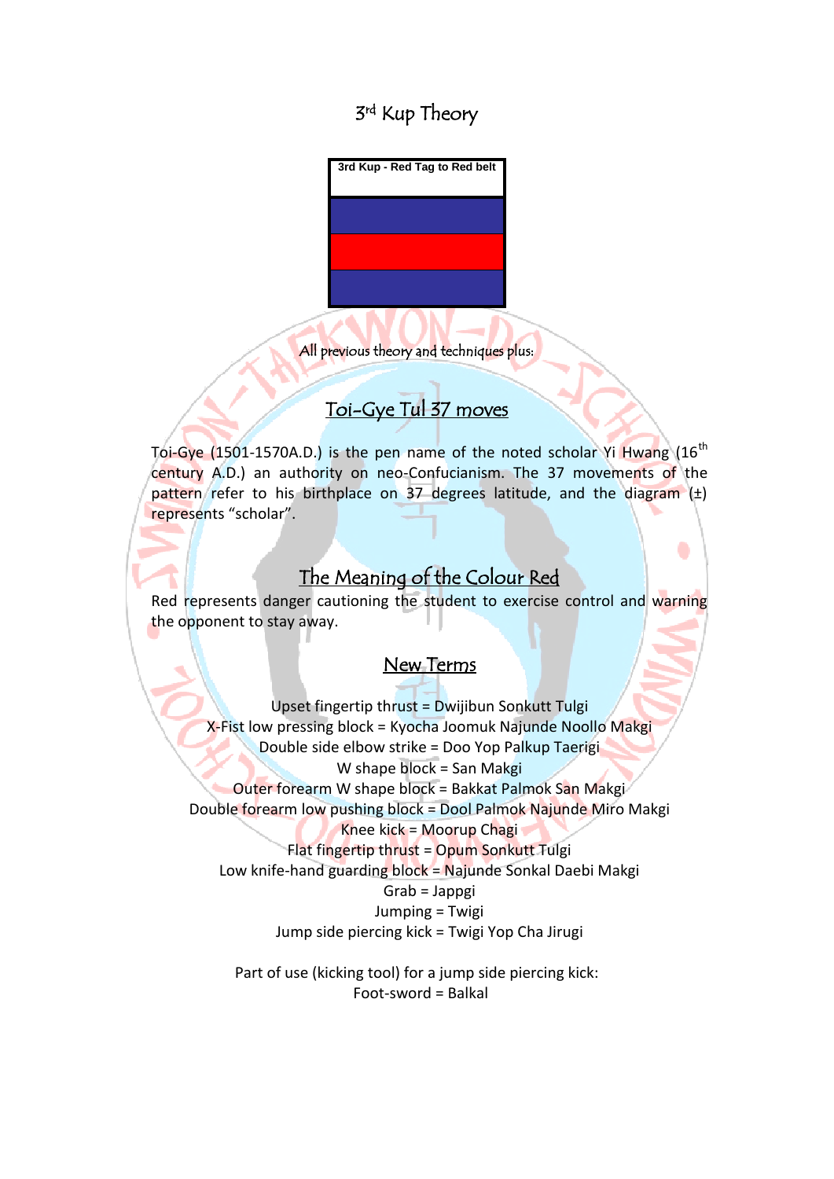# 3rd Kup Theory

3rd Kup - Red Tag to Red belt

All previous theory and techniques plus:

## Toi-Gye Tul 37 moves

Toi-Gye (1501-1570A.D.) is the pen name of the noted scholar Yi Hwang (16th century A.D.) an authority on neo-Confucianism. The 37 movements of the pattern refer to his birthplace on 37 degrees latitude, and the diagram (±) represents "scholar".

## The Meaning of the Colour Red

Red represents danger cautioning the student to exercise control and warning the opponent to stay away.

## New Terms

Upset fingertip thrust = Dwijibun Sonkutt Tulgi
X-Fist low pressing block = Kyocha Joomuk Najunde Noollo Makgi
Double side elbow strike = Doo Yop Palkup Taerigi
W shape block = San Makgi
Outer forearm W shape block = Bakkat Palmok San Makgi
Double forearm low pushing block = Dool Palmok Najunde Miro Makgi
Knee kick = Moorup Chagi
Flat fingertip thrust = Opum Sonkutt Tulgi
Low knife-hand guarding block = Najunde Sonkal Daebi Makgi
Grab = Jappgi
Jumping = Twigi
Jump side piercing kick = Twigi Yop Cha Jirugi

Part of use (kicking tool) for a jump side piercing kick:
Foot-sword = Balkal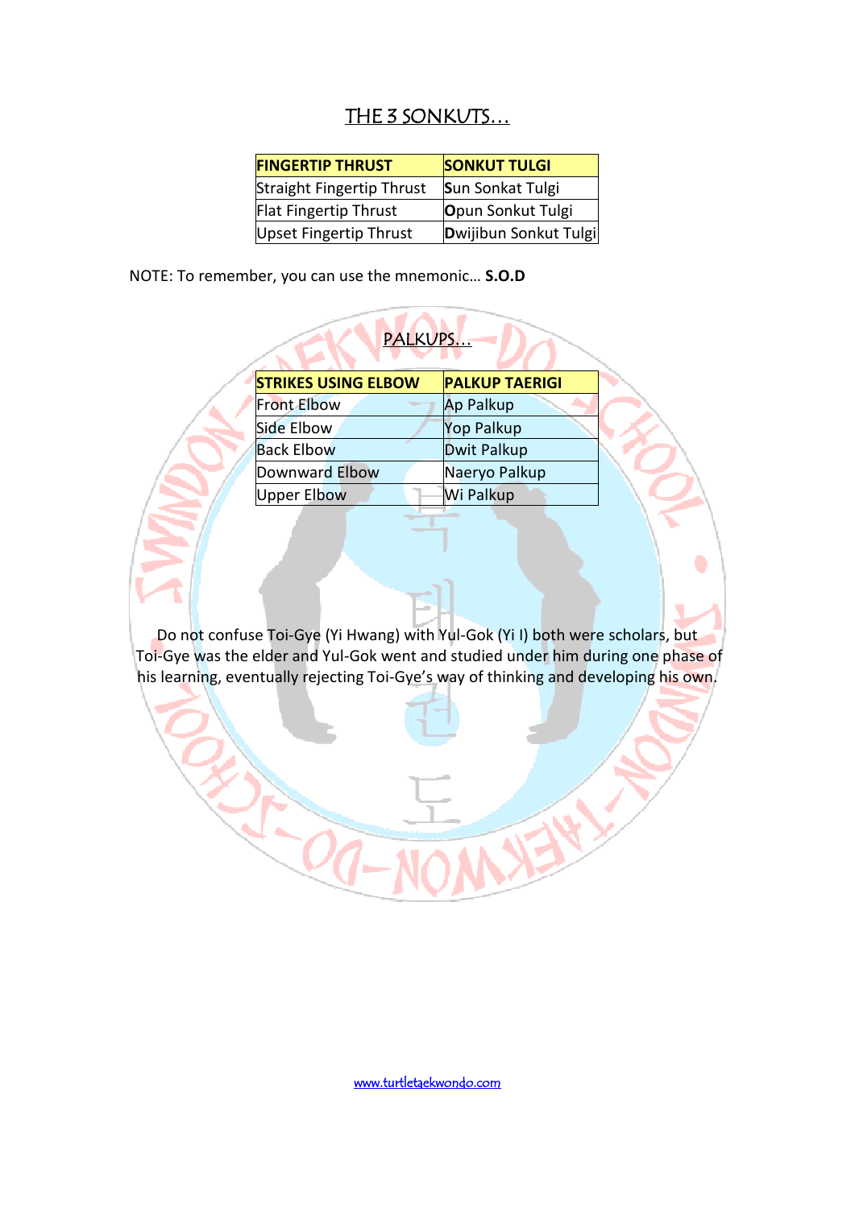## THE 3 SONKUTS…

| FINGERTIP THRUST | SONKUT TULGI |
|---|---|
| Straight Fingertip Thrust | **S**un Sonkat Tulgi |
| Flat Fingertip Thrust | **O**pun Sonkut Tulgi |
| Upset Fingertip Thrust | **D**wijibun Sonkut Tulgi |

NOTE: To remember, you can use the mnemonic… **S.O.D**

## PALKUPS…

| STRIKES USING ELBOW | PALKUP TAERIGI |
|---|---|
| Front Elbow | Ap Palkup |
| Side Elbow | Yop Palkup |
| Back Elbow | Dwit Palkup |
| Downward Elbow | Naeryo Palkup |
| Upper Elbow | Wi Palkup |

Do not confuse Toi-Gye (Yi Hwang) with Yul-Gok (Yi I) both were scholars, but Toi-Gye was the elder and Yul-Gok went and studied under him during one phase of his learning, eventually rejecting Toi-Gye's way of thinking and developing his own.

www.turtletaekwondo.com